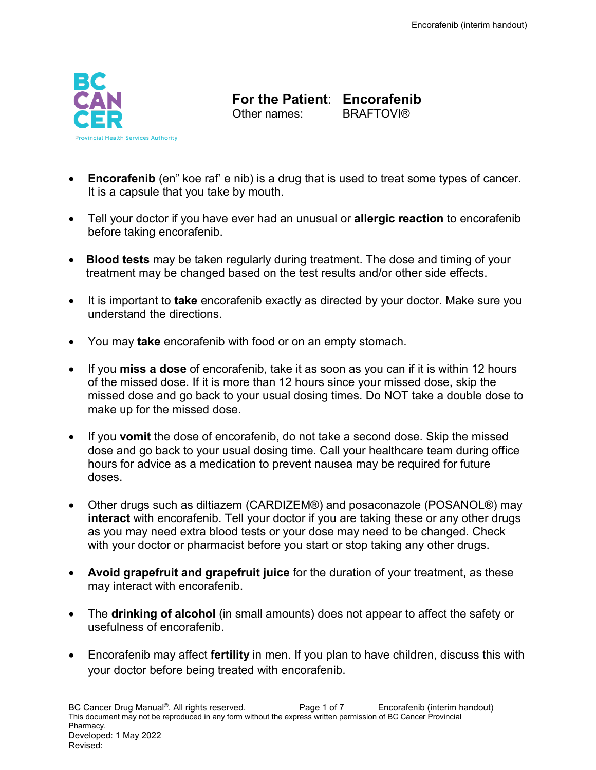# For the Patient: Encorafenib

Other names: BRAFTOVI®

- **Encorafenib** (en" koe raf' e nib) is a drug that is used to treat some types of cancer. It is a capsule that you take by mouth.
- Tell your doctor if you have ever had an unusual or **allergic reaction** to encorafenib before taking encorafenib.
- **Blood tests** may be taken regularly during treatment. The dose and timing of your treatment may be changed based on the test results and/or other side effects.
- It is important to **take** encorafenib exactly as directed by your doctor. Make sure you understand the directions.
- You may **take** encorafenib with food or on an empty stomach.
- If you **miss a dose** of encorafenib, take it as soon as you can if it is within 12 hours of the missed dose. If it is more than 12 hours since your missed dose, skip the missed dose and go back to your usual dosing times. Do NOT take a double dose to make up for the missed dose.
- If you **vomit** the dose of encorafenib, do not take a second dose. Skip the missed dose and go back to your usual dosing time. Call your healthcare team during office hours for advice as a medication to prevent nausea may be required for future doses.
- Other drugs such as diltiazem (CARDIZEM®) and posaconazole (POSANOL®) may **interact** with encorafenib. Tell your doctor if you are taking these or any other drugs as you may need extra blood tests or your dose may need to be changed. Check with your doctor or pharmacist before you start or stop taking any other drugs.
- **Avoid grapefruit and grapefruit juice** for the duration of your treatment, as these may interact with encorafenib.
- The **drinking of alcohol** (in small amounts) does not appear to affect the safety or usefulness of encorafenib.
- Encorafenib may affect **fertility** in men. If you plan to have children, discuss this with your doctor before being treated with encorafenib.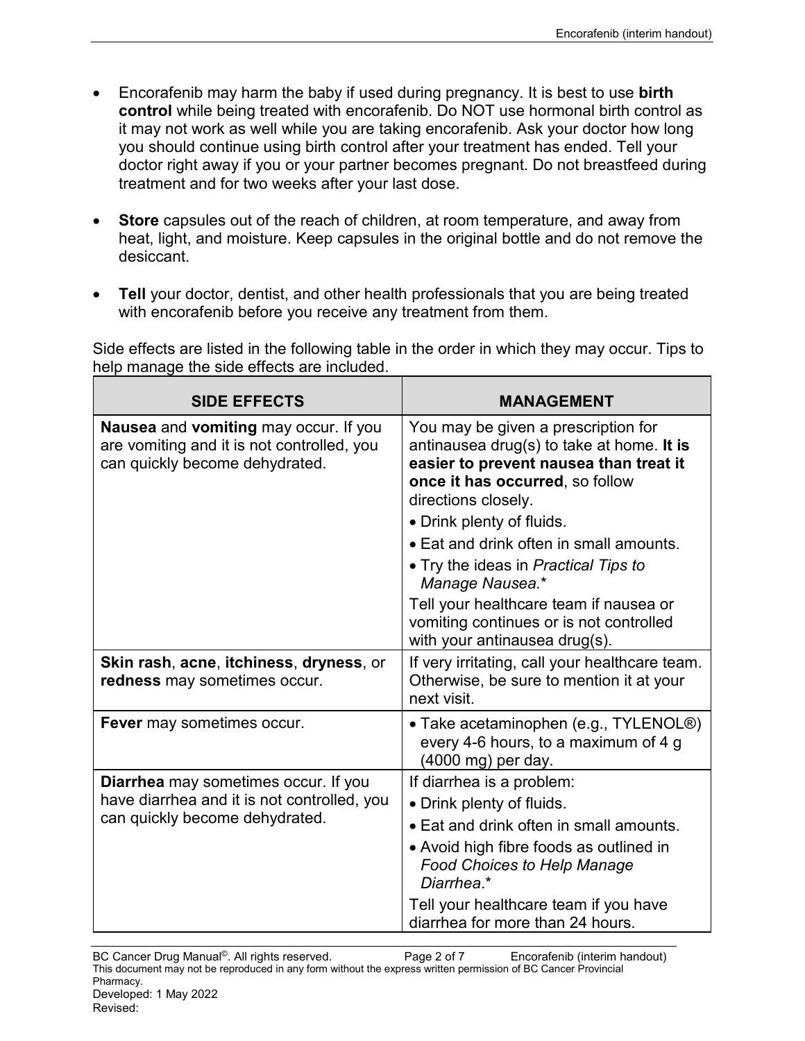- Encorafenib may harm the baby if used during pregnancy. It is best to use **birth control** while being treated with encorafenib. Do NOT use hormonal birth control as it may not work as well while you are taking encorafenib. Ask your doctor how long you should continue using birth control after your treatment has ended. Tell your doctor right away if you or your partner becomes pregnant. Do not breastfeed during treatment and for two weeks after your last dose.

- **Store** capsules out of the reach of children, at room temperature, and away from heat, light, and moisture. Keep capsules in the original bottle and do not remove the desiccant.

- **Tell** your doctor, dentist, and other health professionals that you are being treated with encorafenib before you receive any treatment from them.

Side effects are listed in the following table in the order in which they may occur. Tips to help manage the side effects are included.

| SIDE EFFECTS | MANAGEMENT |
| --- | --- |
| **Nausea** and **vomiting** may occur. If you are vomiting and it is not controlled, you can quickly become dehydrated. | You may be given a prescription for antinausea drug(s) to take at home. **It is easier to prevent nausea than treat it once it has occurred**, so follow directions closely.<br>• Drink plenty of fluids.<br>• Eat and drink often in small amounts.<br>• Try the ideas in *Practical Tips to Manage Nausea.**<br>Tell your healthcare team if nausea or vomiting continues or is not controlled with your antinausea drug(s). |
| **Skin rash**, **acne**, **itchiness**, **dryness**, or **redness** may sometimes occur. | If very irritating, call your healthcare team. Otherwise, be sure to mention it at your next visit. |
| **Fever** may sometimes occur. | • Take acetaminophen (e.g., TYLENOL®) every 4-6 hours, to a maximum of 4 g (4000 mg) per day. |
| **Diarrhea** may sometimes occur. If you have diarrhea and it is not controlled, you can quickly become dehydrated. | If diarrhea is a problem:<br>• Drink plenty of fluids.<br>• Eat and drink often in small amounts.<br>• Avoid high fibre foods as outlined in *Food Choices to Help Manage Diarrhea*.*<br>Tell your healthcare team if you have diarrhea for more than 24 hours. |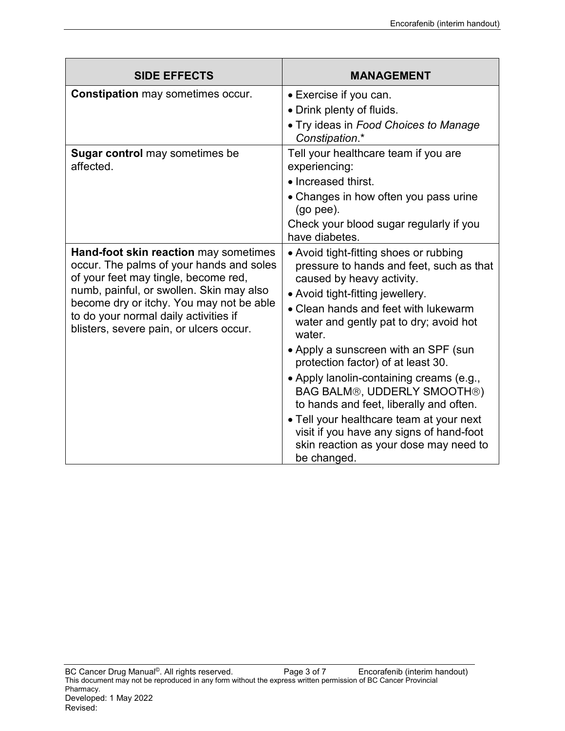| SIDE EFFECTS | MANAGEMENT |
|---|---|
| **Constipation** may sometimes occur. | • Exercise if you can.<br>• Drink plenty of fluids.<br>• Try ideas in *Food Choices to Manage Constipation*.* |
| **Sugar control** may sometimes be affected. | Tell your healthcare team if you are experiencing:<br>• Increased thirst.<br>• Changes in how often you pass urine (go pee).<br>Check your blood sugar regularly if you have diabetes. |
| **Hand-foot skin reaction** may sometimes occur. The palms of your hands and soles of your feet may tingle, become red, numb, painful, or swollen. Skin may also become dry or itchy. You may not be able to do your normal daily activities if blisters, severe pain, or ulcers occur. | • Avoid tight-fitting shoes or rubbing pressure to hands and feet, such as that caused by heavy activity.<br>• Avoid tight-fitting jewellery.<br>• Clean hands and feet with lukewarm water and gently pat to dry; avoid hot water.<br>• Apply a sunscreen with an SPF (sun protection factor) of at least 30.<br>• Apply lanolin-containing creams (e.g., BAG BALM®, UDDERLY SMOOTH®) to hands and feet, liberally and often.<br>• Tell your healthcare team at your next visit if you have any signs of hand-foot skin reaction as your dose may need to be changed. |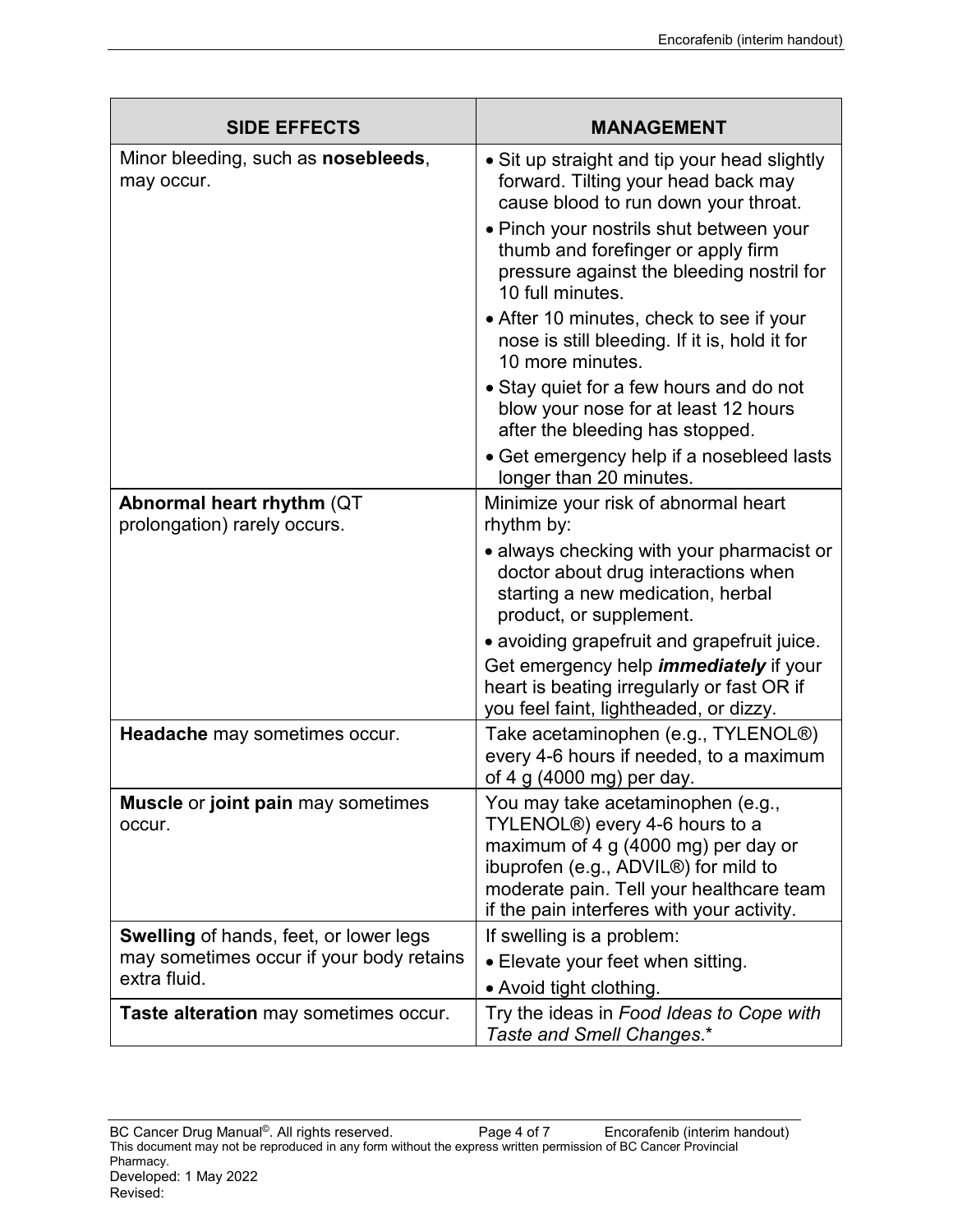| SIDE EFFECTS | MANAGEMENT |
|---|---|
| Minor bleeding, such as **nosebleeds**, may occur. | • Sit up straight and tip your head slightly forward. Tilting your head back may cause blood to run down your throat.<br>• Pinch your nostrils shut between your thumb and forefinger or apply firm pressure against the bleeding nostril for 10 full minutes.<br>• After 10 minutes, check to see if your nose is still bleeding. If it is, hold it for 10 more minutes.<br>• Stay quiet for a few hours and do not blow your nose for at least 12 hours after the bleeding has stopped.<br>• Get emergency help if a nosebleed lasts longer than 20 minutes. |
| **Abnormal heart rhythm** (QT prolongation) rarely occurs. | Minimize your risk of abnormal heart rhythm by:<br>• always checking with your pharmacist or doctor about drug interactions when starting a new medication, herbal product, or supplement.<br>• avoiding grapefruit and grapefruit juice.<br>Get emergency help ***immediately*** if your heart is beating irregularly or fast OR if you feel faint, lightheaded, or dizzy. |
| **Headache** may sometimes occur. | Take acetaminophen (e.g., TYLENOL®) every 4-6 hours if needed, to a maximum of 4 g (4000 mg) per day. |
| **Muscle** or **joint pain** may sometimes occur. | You may take acetaminophen (e.g., TYLENOL®) every 4-6 hours to a maximum of 4 g (4000 mg) per day or ibuprofen (e.g., ADVIL®) for mild to moderate pain. Tell your healthcare team if the pain interferes with your activity. |
| **Swelling** of hands, feet, or lower legs may sometimes occur if your body retains extra fluid. | If swelling is a problem:<br>• Elevate your feet when sitting.<br>• Avoid tight clothing. |
| **Taste alteration** may sometimes occur. | Try the ideas in *Food Ideas to Cope with Taste and Smell Changes*.* |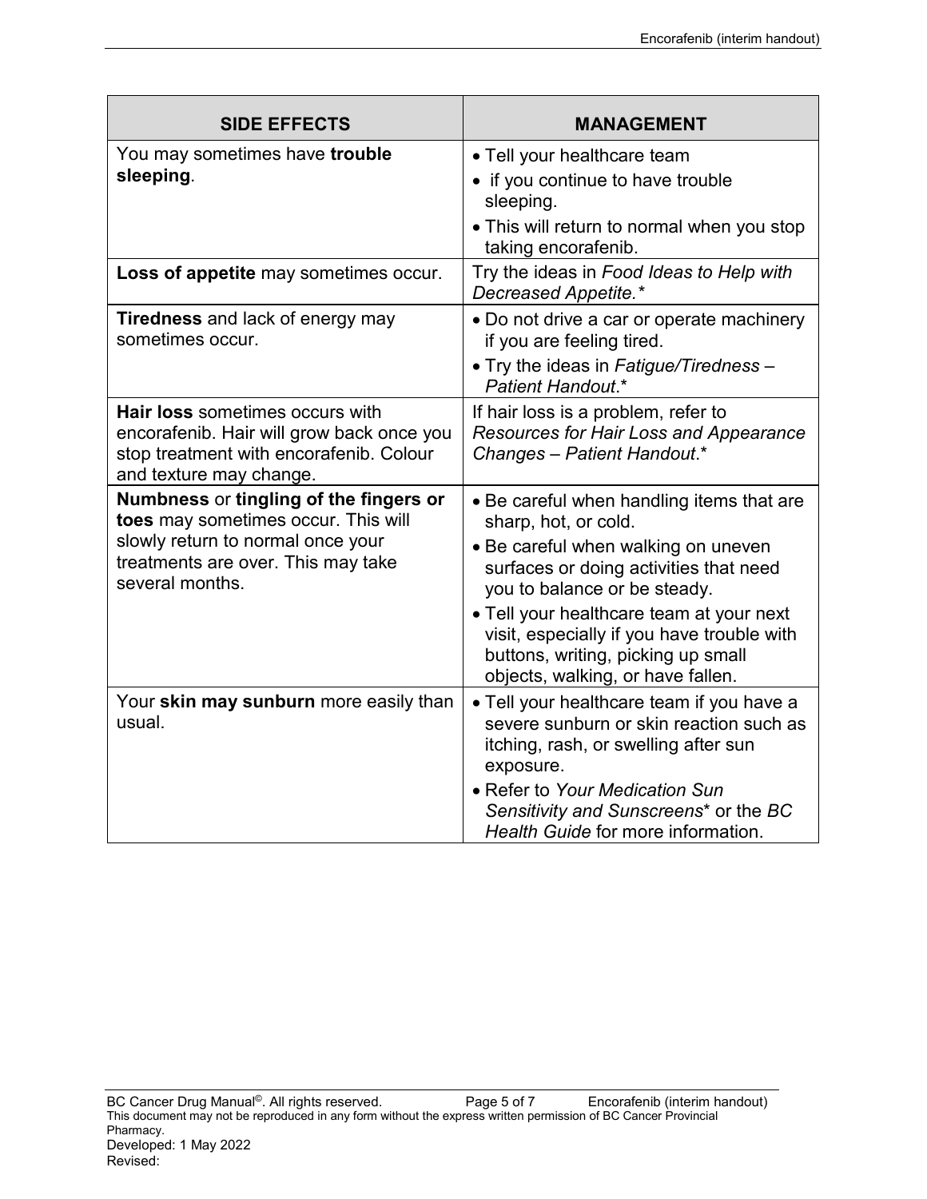| SIDE EFFECTS | MANAGEMENT |
| --- | --- |
| You may sometimes have **trouble sleeping**. | • Tell your healthcare team<br>• if you continue to have trouble sleeping.<br>• This will return to normal when you stop taking encorafenib. |
| **Loss of appetite** may sometimes occur. | Try the ideas in *Food Ideas to Help with Decreased Appetite.** |
| **Tiredness** and lack of energy may sometimes occur. | • Do not drive a car or operate machinery if you are feeling tired.<br>• Try the ideas in *Fatigue/Tiredness – Patient Handout*.* |
| **Hair loss** sometimes occurs with encorafenib. Hair will grow back once you stop treatment with encorafenib. Colour and texture may change. | If hair loss is a problem, refer to *Resources for Hair Loss and Appearance Changes – Patient Handout*.* |
| **Numbness** or **tingling of the fingers or toes** may sometimes occur. This will slowly return to normal once your treatments are over. This may take several months. | • Be careful when handling items that are sharp, hot, or cold.<br>• Be careful when walking on uneven surfaces or doing activities that need you to balance or be steady.<br>• Tell your healthcare team at your next visit, especially if you have trouble with buttons, writing, picking up small objects, walking, or have fallen. |
| Your **skin may sunburn** more easily than usual. | • Tell your healthcare team if you have a severe sunburn or skin reaction such as itching, rash, or swelling after sun exposure.<br>• Refer to *Your Medication Sun Sensitivity and Sunscreens** or the *BC Health Guide* for more information. |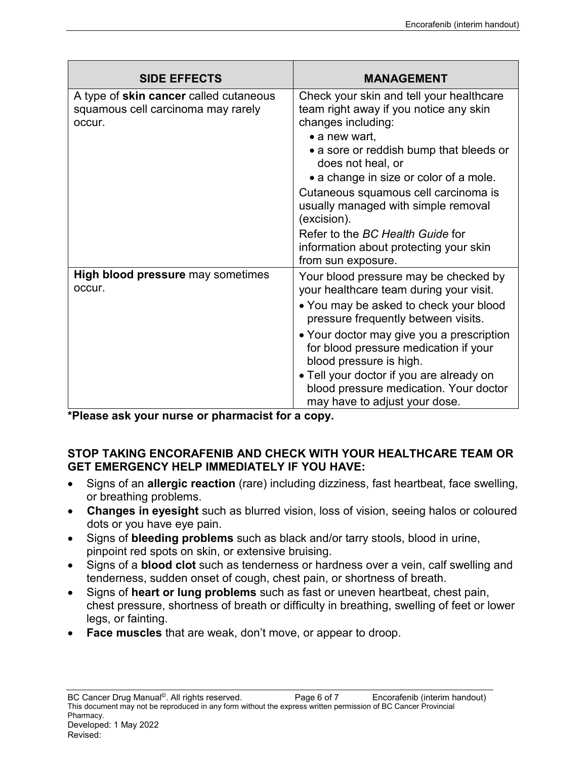| SIDE EFFECTS | MANAGEMENT |
| --- | --- |
| A type of **skin cancer** called cutaneous squamous cell carcinoma may rarely occur. | Check your skin and tell your healthcare team right away if you notice any skin changes including:<br>• a new wart,<br>• a sore or reddish bump that bleeds or does not heal, or<br>• a change in size or color of a mole.<br>Cutaneous squamous cell carcinoma is usually managed with simple removal (excision).<br>Refer to the *BC Health Guide* for information about protecting your skin from sun exposure. |
| **High blood pressure** may sometimes occur. | Your blood pressure may be checked by your healthcare team during your visit.<br>• You may be asked to check your blood pressure frequently between visits.<br>• Your doctor may give you a prescription for blood pressure medication if your blood pressure is high.<br>• Tell your doctor if you are already on blood pressure medication. Your doctor may have to adjust your dose. |

***Please ask your nurse or pharmacist for a copy.**

**STOP TAKING ENCORAFENIB AND CHECK WITH YOUR HEALTHCARE TEAM OR GET EMERGENCY HELP IMMEDIATELY IF YOU HAVE:**

- Signs of an **allergic reaction** (rare) including dizziness, fast heartbeat, face swelling, or breathing problems.
- **Changes in eyesight** such as blurred vision, loss of vision, seeing halos or coloured dots or you have eye pain.
- Signs of **bleeding problems** such as black and/or tarry stools, blood in urine, pinpoint red spots on skin, or extensive bruising.
- Signs of a **blood clot** such as tenderness or hardness over a vein, calf swelling and tenderness, sudden onset of cough, chest pain, or shortness of breath.
- Signs of **heart or lung problems** such as fast or uneven heartbeat, chest pain, chest pressure, shortness of breath or difficulty in breathing, swelling of feet or lower legs, or fainting.
- **Face muscles** that are weak, don't move, or appear to droop.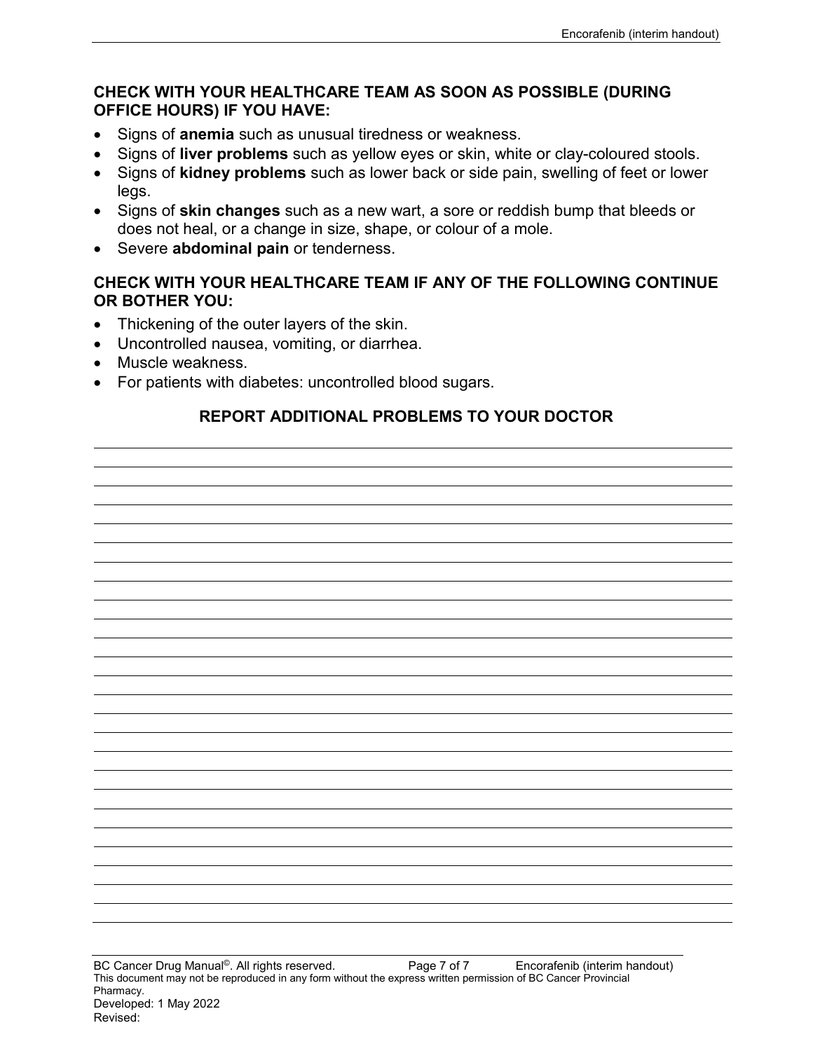**CHECK WITH YOUR HEALTHCARE TEAM AS SOON AS POSSIBLE (DURING OFFICE HOURS) IF YOU HAVE:**

- Signs of **anemia** such as unusual tiredness or weakness.
- Signs of **liver problems** such as yellow eyes or skin, white or clay-coloured stools.
- Signs of **kidney problems** such as lower back or side pain, swelling of feet or lower legs.
- Signs of **skin changes** such as a new wart, a sore or reddish bump that bleeds or does not heal, or a change in size, shape, or colour of a mole.
- Severe **abdominal pain** or tenderness.

**CHECK WITH YOUR HEALTHCARE TEAM IF ANY OF THE FOLLOWING CONTINUE OR BOTHER YOU:**

- Thickening of the outer layers of the skin.
- Uncontrolled nausea, vomiting, or diarrhea.
- Muscle weakness.
- For patients with diabetes: uncontrolled blood sugars.

**REPORT ADDITIONAL PROBLEMS TO YOUR DOCTOR**

BC Cancer Drug Manual©. All rights reserved.
This document may not be reproduced in any form without the express written permission of BC Cancer Provincial Pharmacy.
Developed: 1 May 2022
Revised: